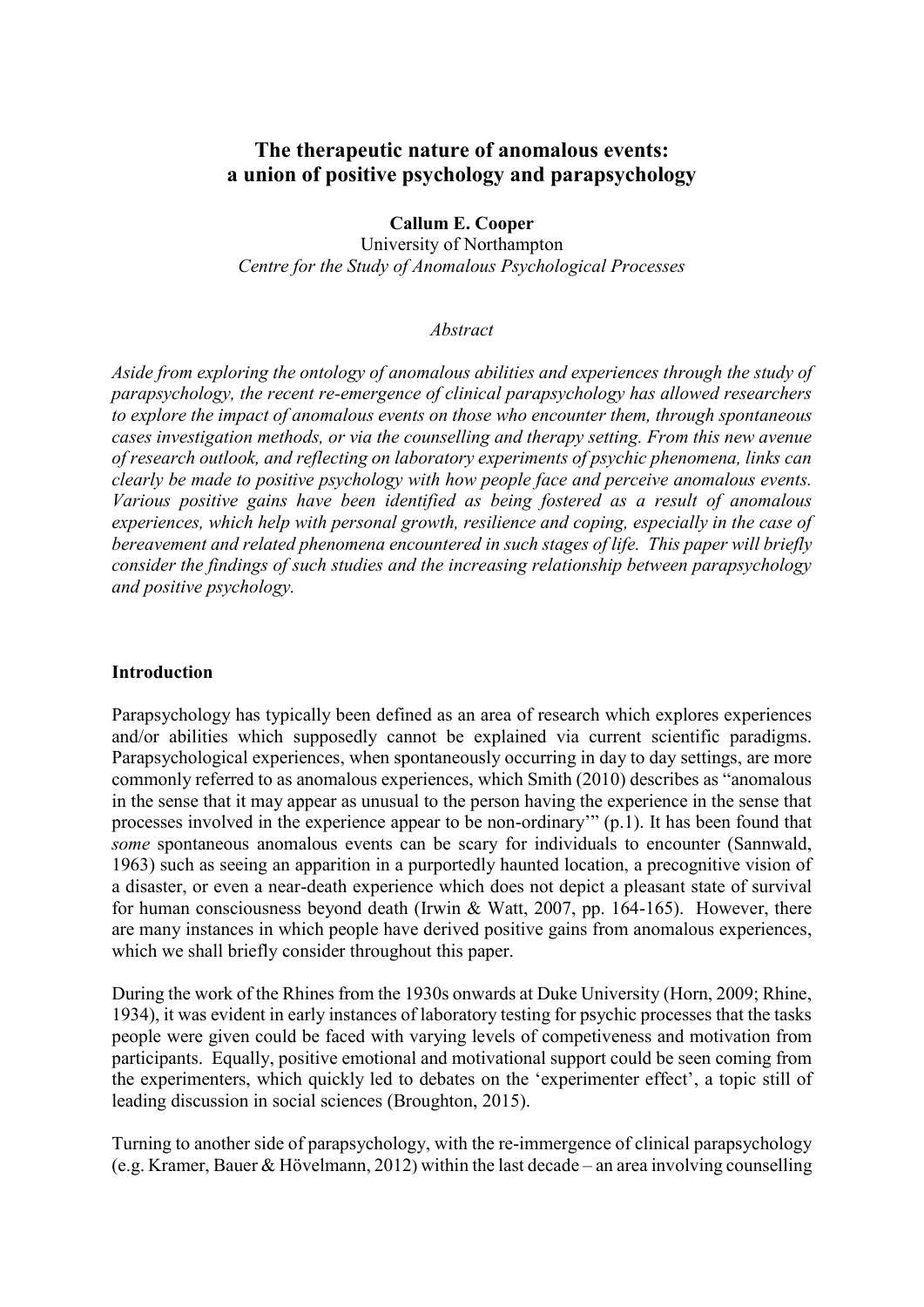# The therapeutic nature of anomalous events: a union of positive psychology and parapsychology

**Callum E. Cooper**
University of Northampton
*Centre for the Study of Anomalous Psychological Processes*

*Abstract*

*Aside from exploring the ontology of anomalous abilities and experiences through the study of parapsychology, the recent re-emergence of clinical parapsychology has allowed researchers to explore the impact of anomalous events on those who encounter them, through spontaneous cases investigation methods, or via the counselling and therapy setting. From this new avenue of research outlook, and reflecting on laboratory experiments of psychic phenomena, links can clearly be made to positive psychology with how people face and perceive anomalous events. Various positive gains have been identified as being fostered as a result of anomalous experiences, which help with personal growth, resilience and coping, especially in the case of bereavement and related phenomena encountered in such stages of life. This paper will briefly consider the findings of such studies and the increasing relationship between parapsychology and positive psychology.*

## Introduction

Parapsychology has typically been defined as an area of research which explores experiences and/or abilities which supposedly cannot be explained via current scientific paradigms. Parapsychological experiences, when spontaneously occurring in day to day settings, are more commonly referred to as anomalous experiences, which Smith (2010) describes as "anomalous in the sense that it may appear as unusual to the person having the experience in the sense that processes involved in the experience appear to be non-ordinary'" (p.1). It has been found that *some* spontaneous anomalous events can be scary for individuals to encounter (Sannwald, 1963) such as seeing an apparition in a purportedly haunted location, a precognitive vision of a disaster, or even a near-death experience which does not depict a pleasant state of survival for human consciousness beyond death (Irwin & Watt, 2007, pp. 164-165). However, there are many instances in which people have derived positive gains from anomalous experiences, which we shall briefly consider throughout this paper.

During the work of the Rhines from the 1930s onwards at Duke University (Horn, 2009; Rhine, 1934), it was evident in early instances of laboratory testing for psychic processes that the tasks people were given could be faced with varying levels of competiveness and motivation from participants. Equally, positive emotional and motivational support could be seen coming from the experimenters, which quickly led to debates on the 'experimenter effect', a topic still of leading discussion in social sciences (Broughton, 2015).

Turning to another side of parapsychology, with the re-immergence of clinical parapsychology (e.g. Kramer, Bauer & Hövelmann, 2012) within the last decade – an area involving counselling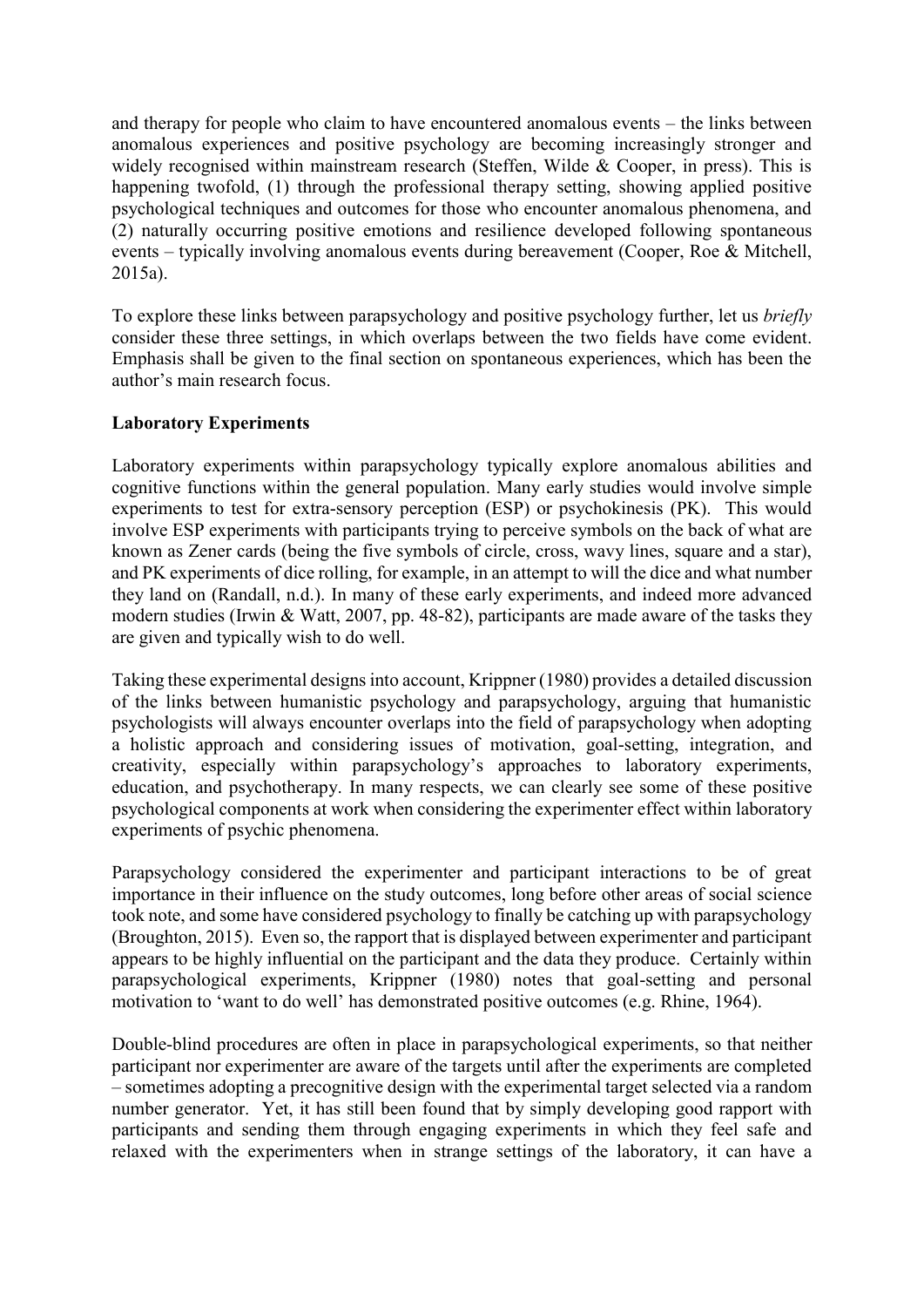and therapy for people who claim to have encountered anomalous events – the links between anomalous experiences and positive psychology are becoming increasingly stronger and widely recognised within mainstream research (Steffen, Wilde & Cooper, in press). This is happening twofold, (1) through the professional therapy setting, showing applied positive psychological techniques and outcomes for those who encounter anomalous phenomena, and (2) naturally occurring positive emotions and resilience developed following spontaneous events – typically involving anomalous events during bereavement (Cooper, Roe & Mitchell, 2015a).

To explore these links between parapsychology and positive psychology further, let us *briefly* consider these three settings, in which overlaps between the two fields have come evident. Emphasis shall be given to the final section on spontaneous experiences, which has been the author's main research focus.

**Laboratory Experiments**

Laboratory experiments within parapsychology typically explore anomalous abilities and cognitive functions within the general population. Many early studies would involve simple experiments to test for extra-sensory perception (ESP) or psychokinesis (PK). This would involve ESP experiments with participants trying to perceive symbols on the back of what are known as Zener cards (being the five symbols of circle, cross, wavy lines, square and a star), and PK experiments of dice rolling, for example, in an attempt to will the dice and what number they land on (Randall, n.d.). In many of these early experiments, and indeed more advanced modern studies (Irwin & Watt, 2007, pp. 48-82), participants are made aware of the tasks they are given and typically wish to do well.

Taking these experimental designs into account, Krippner (1980) provides a detailed discussion of the links between humanistic psychology and parapsychology, arguing that humanistic psychologists will always encounter overlaps into the field of parapsychology when adopting a holistic approach and considering issues of motivation, goal-setting, integration, and creativity, especially within parapsychology's approaches to laboratory experiments, education, and psychotherapy. In many respects, we can clearly see some of these positive psychological components at work when considering the experimenter effect within laboratory experiments of psychic phenomena.

Parapsychology considered the experimenter and participant interactions to be of great importance in their influence on the study outcomes, long before other areas of social science took note, and some have considered psychology to finally be catching up with parapsychology (Broughton, 2015). Even so, the rapport that is displayed between experimenter and participant appears to be highly influential on the participant and the data they produce. Certainly within parapsychological experiments, Krippner (1980) notes that goal-setting and personal motivation to 'want to do well' has demonstrated positive outcomes (e.g. Rhine, 1964).

Double-blind procedures are often in place in parapsychological experiments, so that neither participant nor experimenter are aware of the targets until after the experiments are completed – sometimes adopting a precognitive design with the experimental target selected via a random number generator. Yet, it has still been found that by simply developing good rapport with participants and sending them through engaging experiments in which they feel safe and relaxed with the experimenters when in strange settings of the laboratory, it can have a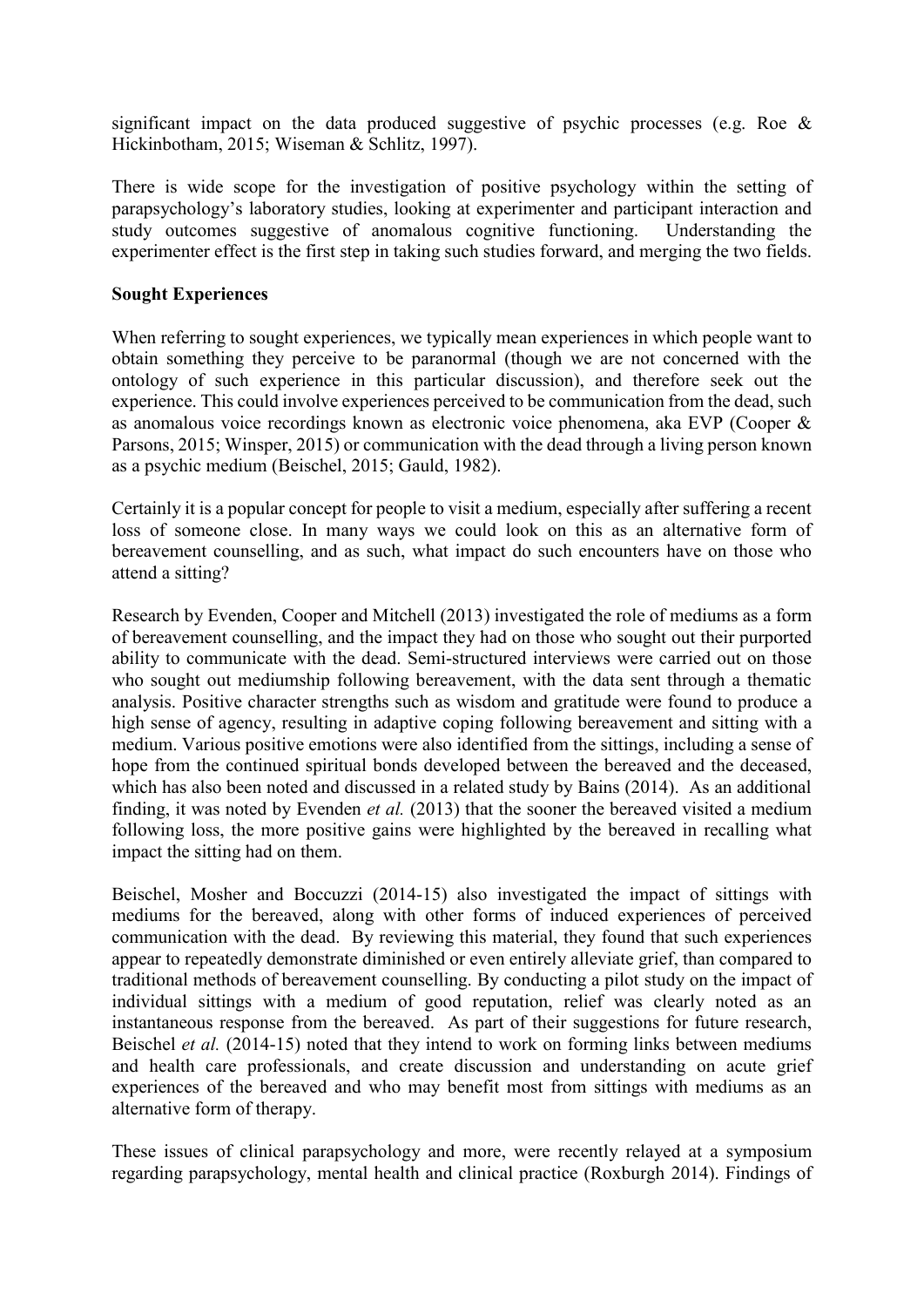significant impact on the data produced suggestive of psychic processes (e.g. Roe & Hickinbotham, 2015; Wiseman & Schlitz, 1997).

There is wide scope for the investigation of positive psychology within the setting of parapsychology's laboratory studies, looking at experimenter and participant interaction and study outcomes suggestive of anomalous cognitive functioning. Understanding the experimenter effect is the first step in taking such studies forward, and merging the two fields.

**Sought Experiences**

When referring to sought experiences, we typically mean experiences in which people want to obtain something they perceive to be paranormal (though we are not concerned with the ontology of such experience in this particular discussion), and therefore seek out the experience. This could involve experiences perceived to be communication from the dead, such as anomalous voice recordings known as electronic voice phenomena, aka EVP (Cooper & Parsons, 2015; Winsper, 2015) or communication with the dead through a living person known as a psychic medium (Beischel, 2015; Gauld, 1982).

Certainly it is a popular concept for people to visit a medium, especially after suffering a recent loss of someone close. In many ways we could look on this as an alternative form of bereavement counselling, and as such, what impact do such encounters have on those who attend a sitting?

Research by Evenden, Cooper and Mitchell (2013) investigated the role of mediums as a form of bereavement counselling, and the impact they had on those who sought out their purported ability to communicate with the dead. Semi-structured interviews were carried out on those who sought out mediumship following bereavement, with the data sent through a thematic analysis. Positive character strengths such as wisdom and gratitude were found to produce a high sense of agency, resulting in adaptive coping following bereavement and sitting with a medium. Various positive emotions were also identified from the sittings, including a sense of hope from the continued spiritual bonds developed between the bereaved and the deceased, which has also been noted and discussed in a related study by Bains (2014). As an additional finding, it was noted by Evenden *et al.* (2013) that the sooner the bereaved visited a medium following loss, the more positive gains were highlighted by the bereaved in recalling what impact the sitting had on them.

Beischel, Mosher and Boccuzzi (2014-15) also investigated the impact of sittings with mediums for the bereaved, along with other forms of induced experiences of perceived communication with the dead. By reviewing this material, they found that such experiences appear to repeatedly demonstrate diminished or even entirely alleviate grief, than compared to traditional methods of bereavement counselling. By conducting a pilot study on the impact of individual sittings with a medium of good reputation, relief was clearly noted as an instantaneous response from the bereaved. As part of their suggestions for future research, Beischel *et al.* (2014-15) noted that they intend to work on forming links between mediums and health care professionals, and create discussion and understanding on acute grief experiences of the bereaved and who may benefit most from sittings with mediums as an alternative form of therapy.

These issues of clinical parapsychology and more, were recently relayed at a symposium regarding parapsychology, mental health and clinical practice (Roxburgh 2014). Findings of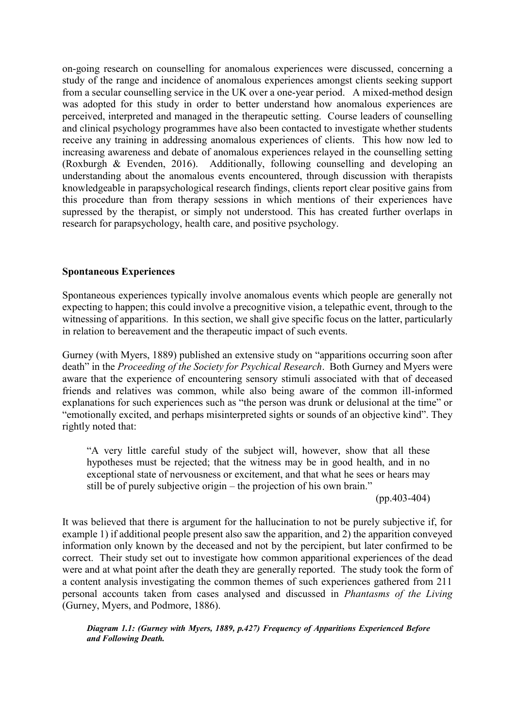on-going research on counselling for anomalous experiences were discussed, concerning a study of the range and incidence of anomalous experiences amongst clients seeking support from a secular counselling service in the UK over a one-year period. A mixed-method design was adopted for this study in order to better understand how anomalous experiences are perceived, interpreted and managed in the therapeutic setting. Course leaders of counselling and clinical psychology programmes have also been contacted to investigate whether students receive any training in addressing anomalous experiences of clients. This how now led to increasing awareness and debate of anomalous experiences relayed in the counselling setting (Roxburgh & Evenden, 2016). Additionally, following counselling and developing an understanding about the anomalous events encountered, through discussion with therapists knowledgeable in parapsychological research findings, clients report clear positive gains from this procedure than from therapy sessions in which mentions of their experiences have supressed by the therapist, or simply not understood. This has created further overlaps in research for parapsychology, health care, and positive psychology.

## Spontaneous Experiences

Spontaneous experiences typically involve anomalous events which people are generally not expecting to happen; this could involve a precognitive vision, a telepathic event, through to the witnessing of apparitions. In this section, we shall give specific focus on the latter, particularly in relation to bereavement and the therapeutic impact of such events.

Gurney (with Myers, 1889) published an extensive study on "apparitions occurring soon after death" in the *Proceeding of the Society for Psychical Research*. Both Gurney and Myers were aware that the experience of encountering sensory stimuli associated with that of deceased friends and relatives was common, while also being aware of the common ill-informed explanations for such experiences such as "the person was drunk or delusional at the time" or "emotionally excited, and perhaps misinterpreted sights or sounds of an objective kind". They rightly noted that:

> "A very little careful study of the subject will, however, show that all these hypotheses must be rejected; that the witness may be in good health, and in no exceptional state of nervousness or excitement, and that what he sees or hears may still be of purely subjective origin – the projection of his own brain."
>
> (pp.403-404)

It was believed that there is argument for the hallucination to not be purely subjective if, for example 1) if additional people present also saw the apparition, and 2) the apparition conveyed information only known by the deceased and not by the percipient, but later confirmed to be correct. Their study set out to investigate how common apparitional experiences of the dead were and at what point after the death they are generally reported. The study took the form of a content analysis investigating the common themes of such experiences gathered from 211 personal accounts taken from cases analysed and discussed in *Phantasms of the Living* (Gurney, Myers, and Podmore, 1886).

***Diagram 1.1: (Gurney with Myers, 1889, p.427) Frequency of Apparitions Experienced Before and Following Death.***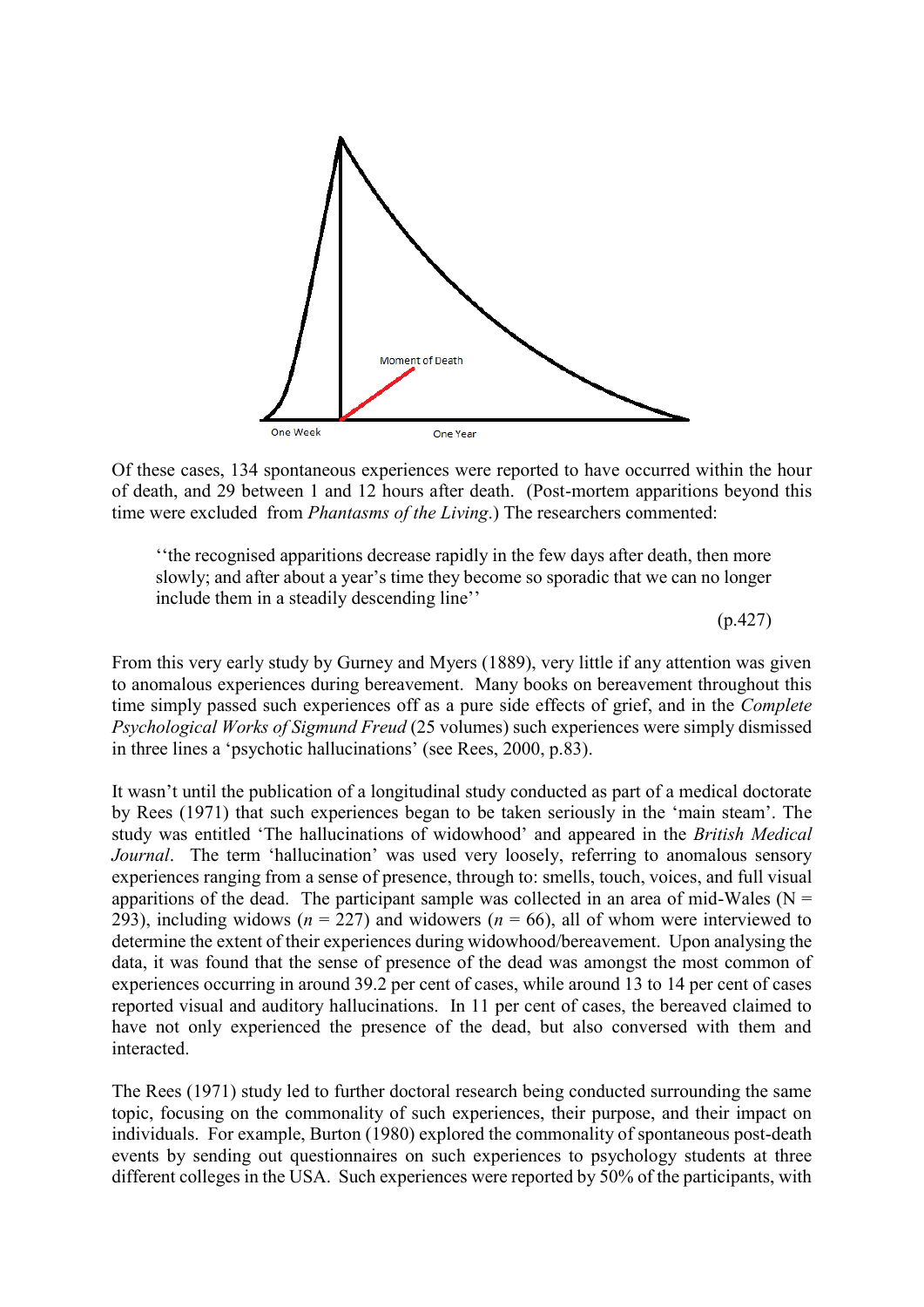Moment of Death

One Week

One Year

Of these cases, 134 spontaneous experiences were reported to have occurred within the hour of death, and 29 between 1 and 12 hours after death. (Post-mortem apparitions beyond this time were excluded from *Phantasms of the Living*.) The researchers commented:

> ''the recognised apparitions decrease rapidly in the few days after death, then more slowly; and after about a year's time they become so sporadic that we can no longer include them in a steadily descending line''
>
> (p.427)

From this very early study by Gurney and Myers (1889), very little if any attention was given to anomalous experiences during bereavement. Many books on bereavement throughout this time simply passed such experiences off as a pure side effects of grief, and in the *Complete Psychological Works of Sigmund Freud* (25 volumes) such experiences were simply dismissed in three lines a 'psychotic hallucinations' (see Rees, 2000, p.83).

It wasn't until the publication of a longitudinal study conducted as part of a medical doctorate by Rees (1971) that such experiences began to be taken seriously in the 'main steam'. The study was entitled 'The hallucinations of widowhood' and appeared in the *British Medical Journal*. The term 'hallucination' was used very loosely, referring to anomalous sensory experiences ranging from a sense of presence, through to: smells, touch, voices, and full visual apparitions of the dead. The participant sample was collected in an area of mid-Wales (N = 293), including widows ($n$ = 227) and widowers ($n$ = 66), all of whom were interviewed to determine the extent of their experiences during widowhood/bereavement. Upon analysing the data, it was found that the sense of presence of the dead was amongst the most common of experiences occurring in around 39.2 per cent of cases, while around 13 to 14 per cent of cases reported visual and auditory hallucinations. In 11 per cent of cases, the bereaved claimed to have not only experienced the presence of the dead, but also conversed with them and interacted.

The Rees (1971) study led to further doctoral research being conducted surrounding the same topic, focusing on the commonality of such experiences, their purpose, and their impact on individuals. For example, Burton (1980) explored the commonality of spontaneous post-death events by sending out questionnaires on such experiences to psychology students at three different colleges in the USA. Such experiences were reported by 50% of the participants, with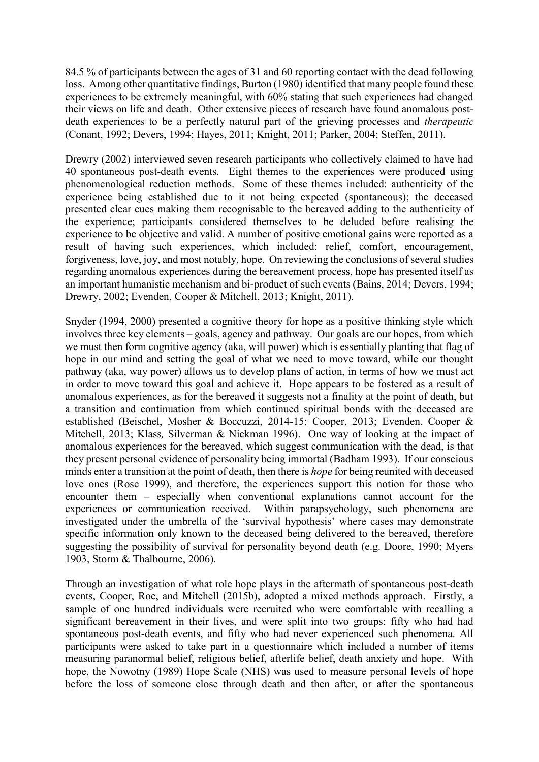84.5 % of participants between the ages of 31 and 60 reporting contact with the dead following loss. Among other quantitative findings, Burton (1980) identified that many people found these experiences to be extremely meaningful, with 60% stating that such experiences had changed their views on life and death. Other extensive pieces of research have found anomalous post-death experiences to be a perfectly natural part of the grieving processes and *therapeutic* (Conant, 1992; Devers, 1994; Hayes, 2011; Knight, 2011; Parker, 2004; Steffen, 2011).

Drewry (2002) interviewed seven research participants who collectively claimed to have had 40 spontaneous post-death events. Eight themes to the experiences were produced using phenomenological reduction methods. Some of these themes included: authenticity of the experience being established due to it not being expected (spontaneous); the deceased presented clear cues making them recognisable to the bereaved adding to the authenticity of the experience; participants considered themselves to be deluded before realising the experience to be objective and valid. A number of positive emotional gains were reported as a result of having such experiences, which included: relief, comfort, encouragement, forgiveness, love, joy, and most notably, hope. On reviewing the conclusions of several studies regarding anomalous experiences during the bereavement process, hope has presented itself as an important humanistic mechanism and bi-product of such events (Bains, 2014; Devers, 1994; Drewry, 2002; Evenden, Cooper & Mitchell, 2013; Knight, 2011).

Snyder (1994, 2000) presented a cognitive theory for hope as a positive thinking style which involves three key elements – goals, agency and pathway. Our goals are our hopes, from which we must then form cognitive agency (aka, will power) which is essentially planting that flag of hope in our mind and setting the goal of what we need to move toward, while our thought pathway (aka, way power) allows us to develop plans of action, in terms of how we must act in order to move toward this goal and achieve it. Hope appears to be fostered as a result of anomalous experiences, as for the bereaved it suggests not a finality at the point of death, but a transition and continuation from which continued spiritual bonds with the deceased are established (Beischel, Mosher & Boccuzzi, 2014-15; Cooper, 2013; Evenden, Cooper & Mitchell, 2013; Klass*,* Silverman & Nickman 1996). One way of looking at the impact of anomalous experiences for the bereaved, which suggest communication with the dead, is that they present personal evidence of personality being immortal (Badham 1993). If our conscious minds enter a transition at the point of death, then there is *hope* for being reunited with deceased love ones (Rose 1999), and therefore, the experiences support this notion for those who encounter them – especially when conventional explanations cannot account for the experiences or communication received. Within parapsychology, such phenomena are investigated under the umbrella of the 'survival hypothesis' where cases may demonstrate specific information only known to the deceased being delivered to the bereaved, therefore suggesting the possibility of survival for personality beyond death (e.g. Doore, 1990; Myers 1903, Storm & Thalbourne, 2006).

Through an investigation of what role hope plays in the aftermath of spontaneous post-death events, Cooper, Roe, and Mitchell (2015b), adopted a mixed methods approach. Firstly, a sample of one hundred individuals were recruited who were comfortable with recalling a significant bereavement in their lives, and were split into two groups: fifty who had had spontaneous post-death events, and fifty who had never experienced such phenomena. All participants were asked to take part in a questionnaire which included a number of items measuring paranormal belief, religious belief, afterlife belief, death anxiety and hope. With hope, the Nowotny (1989) Hope Scale (NHS) was used to measure personal levels of hope before the loss of someone close through death and then after, or after the spontaneous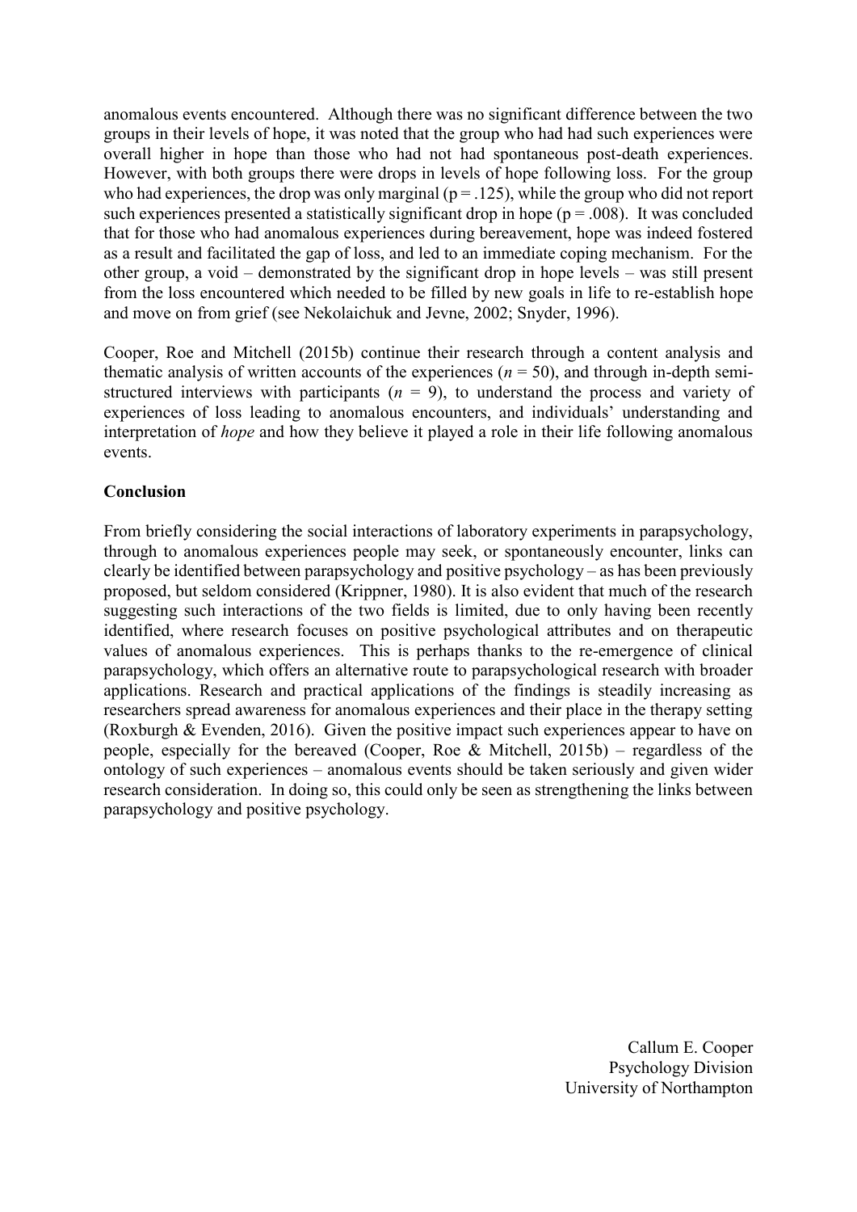anomalous events encountered. Although there was no significant difference between the two groups in their levels of hope, it was noted that the group who had had such experiences were overall higher in hope than those who had not had spontaneous post-death experiences. However, with both groups there were drops in levels of hope following loss. For the group who had experiences, the drop was only marginal ($p = .125$), while the group who did not report such experiences presented a statistically significant drop in hope ($p = .008$). It was concluded that for those who had anomalous experiences during bereavement, hope was indeed fostered as a result and facilitated the gap of loss, and led to an immediate coping mechanism. For the other group, a void – demonstrated by the significant drop in hope levels – was still present from the loss encountered which needed to be filled by new goals in life to re-establish hope and move on from grief (see Nekolaichuk and Jevne, 2002; Snyder, 1996).

Cooper, Roe and Mitchell (2015b) continue their research through a content analysis and thematic analysis of written accounts of the experiences ($n = 50$), and through in-depth semi-structured interviews with participants ($n = 9$), to understand the process and variety of experiences of loss leading to anomalous encounters, and individuals' understanding and interpretation of *hope* and how they believe it played a role in their life following anomalous events.

**Conclusion**

From briefly considering the social interactions of laboratory experiments in parapsychology, through to anomalous experiences people may seek, or spontaneously encounter, links can clearly be identified between parapsychology and positive psychology – as has been previously proposed, but seldom considered (Krippner, 1980). It is also evident that much of the research suggesting such interactions of the two fields is limited, due to only having been recently identified, where research focuses on positive psychological attributes and on therapeutic values of anomalous experiences. This is perhaps thanks to the re-emergence of clinical parapsychology, which offers an alternative route to parapsychological research with broader applications. Research and practical applications of the findings is steadily increasing as researchers spread awareness for anomalous experiences and their place in the therapy setting (Roxburgh & Evenden, 2016). Given the positive impact such experiences appear to have on people, especially for the bereaved (Cooper, Roe & Mitchell, 2015b) – regardless of the ontology of such experiences – anomalous events should be taken seriously and given wider research consideration. In doing so, this could only be seen as strengthening the links between parapsychology and positive psychology.

Callum E. Cooper
Psychology Division
University of Northampton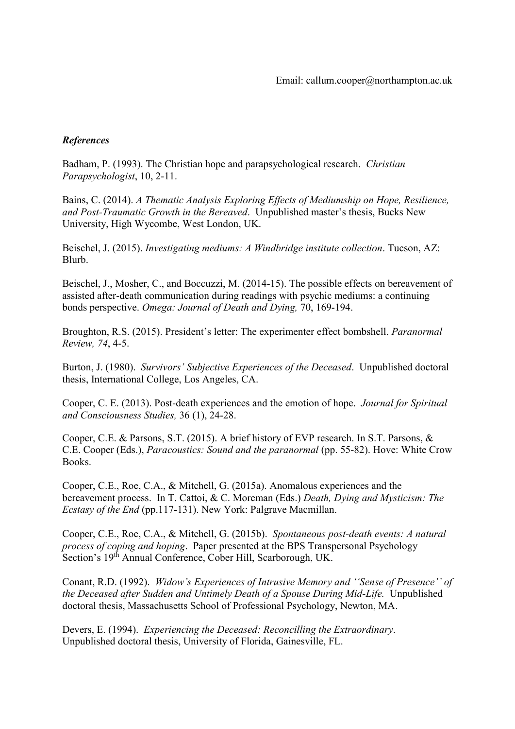Email: callum.cooper@northampton.ac.uk

***References***

Badham, P. (1993). The Christian hope and parapsychological research. *Christian Parapsychologist*, 10, 2-11.

Bains, C. (2014). *A Thematic Analysis Exploring Effects of Mediumship on Hope, Resilience, and Post-Traumatic Growth in the Bereaved*. Unpublished master's thesis, Bucks New University, High Wycombe, West London, UK.

Beischel, J. (2015). *Investigating mediums: A Windbridge institute collection*. Tucson, AZ: Blurb.

Beischel, J., Mosher, C., and Boccuzzi, M. (2014-15). The possible effects on bereavement of assisted after-death communication during readings with psychic mediums: a continuing bonds perspective. *Omega: Journal of Death and Dying,* 70, 169-194.

Broughton, R.S. (2015). President's letter: The experimenter effect bombshell. *Paranormal Review, 74*, 4-5.

Burton, J. (1980). *Survivors' Subjective Experiences of the Deceased*. Unpublished doctoral thesis, International College, Los Angeles, CA.

Cooper, C. E. (2013). Post-death experiences and the emotion of hope. *Journal for Spiritual and Consciousness Studies,* 36 (1), 24-28.

Cooper, C.E. & Parsons, S.T. (2015). A brief history of EVP research. In S.T. Parsons, & C.E. Cooper (Eds.), *Paracoustics: Sound and the paranormal* (pp. 55-82). Hove: White Crow Books.

Cooper, C.E., Roe, C.A., & Mitchell, G. (2015a). Anomalous experiences and the bereavement process. In T. Cattoi, & C. Moreman (Eds.) *Death, Dying and Mysticism: The Ecstasy of the End* (pp.117-131). New York: Palgrave Macmillan.

Cooper, C.E., Roe, C.A., & Mitchell, G. (2015b). *Spontaneous post-death events: A natural process of coping and hoping*. Paper presented at the BPS Transpersonal Psychology Section's 19th Annual Conference, Cober Hill, Scarborough, UK.

Conant, R.D. (1992). *Widow's Experiences of Intrusive Memory and ''Sense of Presence'' of the Deceased after Sudden and Untimely Death of a Spouse During Mid-Life.* Unpublished doctoral thesis, Massachusetts School of Professional Psychology, Newton, MA.

Devers, E. (1994). *Experiencing the Deceased: Reconcilling the Extraordinary*. Unpublished doctoral thesis, University of Florida, Gainesville, FL.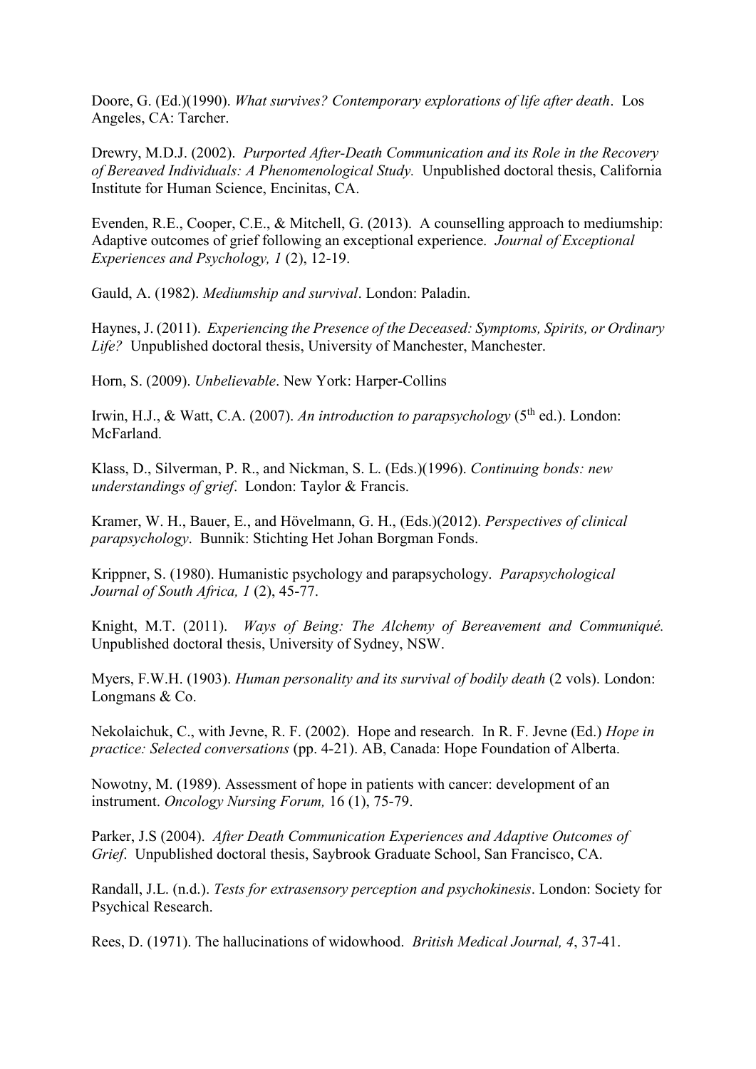Doore, G. (Ed.)(1990). *What survives? Contemporary explorations of life after death*. Los Angeles, CA: Tarcher.

Drewry, M.D.J. (2002). *Purported After-Death Communication and its Role in the Recovery of Bereaved Individuals: A Phenomenological Study.* Unpublished doctoral thesis, California Institute for Human Science, Encinitas, CA.

Evenden, R.E., Cooper, C.E., & Mitchell, G. (2013). A counselling approach to mediumship: Adaptive outcomes of grief following an exceptional experience. *Journal of Exceptional Experiences and Psychology, 1* (2), 12-19.

Gauld, A. (1982). *Mediumship and survival*. London: Paladin.

Haynes, J. (2011). *Experiencing the Presence of the Deceased: Symptoms, Spirits, or Ordinary Life?* Unpublished doctoral thesis, University of Manchester, Manchester.

Horn, S. (2009). *Unbelievable*. New York: Harper-Collins

Irwin, H.J., & Watt, C.A. (2007). *An introduction to parapsychology* (5th ed.). London: McFarland.

Klass, D., Silverman, P. R., and Nickman, S. L. (Eds.)(1996). *Continuing bonds: new understandings of grief*. London: Taylor & Francis.

Kramer, W. H., Bauer, E., and Hövelmann, G. H., (Eds.)(2012). *Perspectives of clinical parapsychology*. Bunnik: Stichting Het Johan Borgman Fonds.

Krippner, S. (1980). Humanistic psychology and parapsychology. *Parapsychological Journal of South Africa, 1* (2), 45-77.

Knight, M.T. (2011). *Ways of Being: The Alchemy of Bereavement and Communiqué.* Unpublished doctoral thesis, University of Sydney, NSW.

Myers, F.W.H. (1903). *Human personality and its survival of bodily death* (2 vols). London: Longmans & Co.

Nekolaichuk, C., with Jevne, R. F. (2002). Hope and research. In R. F. Jevne (Ed.) *Hope in practice: Selected conversations* (pp. 4-21). AB, Canada: Hope Foundation of Alberta.

Nowotny, M. (1989). Assessment of hope in patients with cancer: development of an instrument. *Oncology Nursing Forum,* 16 (1), 75-79.

Parker, J.S (2004). *After Death Communication Experiences and Adaptive Outcomes of Grief*. Unpublished doctoral thesis, Saybrook Graduate School, San Francisco, CA.

Randall, J.L. (n.d.). *Tests for extrasensory perception and psychokinesis*. London: Society for Psychical Research.

Rees, D. (1971). The hallucinations of widowhood. *British Medical Journal, 4*, 37-41.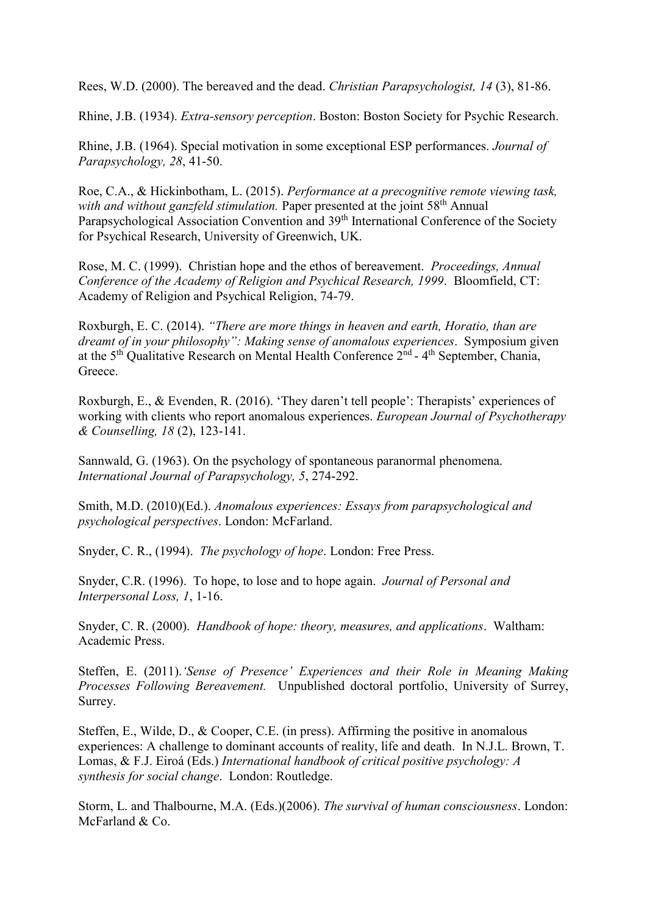Rees, W.D. (2000). The bereaved and the dead. *Christian Parapsychologist, 14* (3), 81-86.

Rhine, J.B. (1934). *Extra-sensory perception*. Boston: Boston Society for Psychic Research.

Rhine, J.B. (1964). Special motivation in some exceptional ESP performances. *Journal of Parapsychology, 28*, 41-50.

Roe, C.A., & Hickinbotham, L. (2015). *Performance at a precognitive remote viewing task, with and without ganzfeld stimulation.* Paper presented at the joint 58th Annual Parapsychological Association Convention and 39th International Conference of the Society for Psychical Research, University of Greenwich, UK.

Rose, M. C. (1999). Christian hope and the ethos of bereavement. *Proceedings, Annual Conference of the Academy of Religion and Psychical Research, 1999*. Bloomfield, CT: Academy of Religion and Psychical Religion, 74-79.

Roxburgh, E. C. (2014). *"There are more things in heaven and earth, Horatio, than are dreamt of in your philosophy": Making sense of anomalous experiences*. Symposium given at the 5th Qualitative Research on Mental Health Conference 2nd - 4th September, Chania, Greece.

Roxburgh, E., & Evenden, R. (2016). 'They daren't tell people': Therapists' experiences of working with clients who report anomalous experiences. *European Journal of Psychotherapy & Counselling, 18* (2), 123-141.

Sannwald, G. (1963). On the psychology of spontaneous paranormal phenomena. *International Journal of Parapsychology, 5*, 274-292.

Smith, M.D. (2010)(Ed.). *Anomalous experiences: Essays from parapsychological and psychological perspectives*. London: McFarland.

Snyder, C. R., (1994). *The psychology of hope*. London: Free Press.

Snyder, C.R. (1996). To hope, to lose and to hope again. *Journal of Personal and Interpersonal Loss, 1*, 1-16.

Snyder, C. R. (2000). *Handbook of hope: theory, measures, and applications*. Waltham: Academic Press.

Steffen, E. (2011).*'Sense of Presence' Experiences and their Role in Meaning Making Processes Following Bereavement.* Unpublished doctoral portfolio, University of Surrey, Surrey.

Steffen, E., Wilde, D., & Cooper, C.E. (in press). Affirming the positive in anomalous experiences: A challenge to dominant accounts of reality, life and death. In N.J.L. Brown, T. Lomas, & F.J. Eiroá (Eds.) *International handbook of critical positive psychology: A synthesis for social change*. London: Routledge.

Storm, L. and Thalbourne, M.A. (Eds.)(2006). *The survival of human consciousness*. London: McFarland & Co.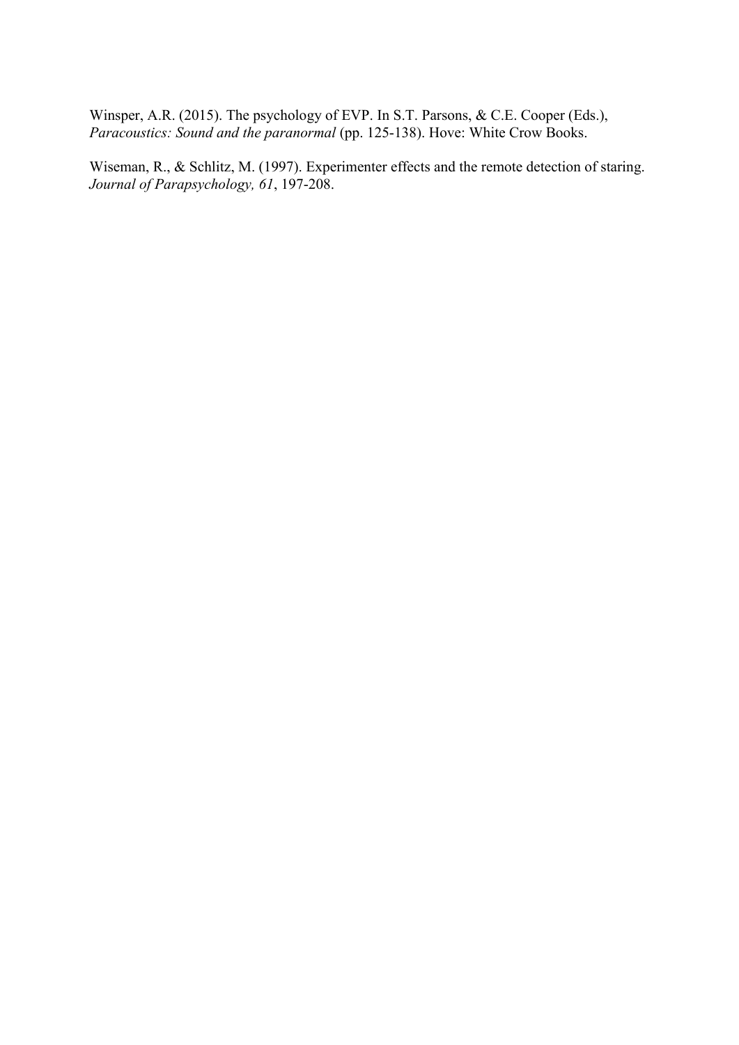Winsper, A.R. (2015). The psychology of EVP. In S.T. Parsons, & C.E. Cooper (Eds.), *Paracoustics: Sound and the paranormal* (pp. 125-138). Hove: White Crow Books.

Wiseman, R., & Schlitz, M. (1997). Experimenter effects and the remote detection of staring. *Journal of Parapsychology, 61*, 197-208.